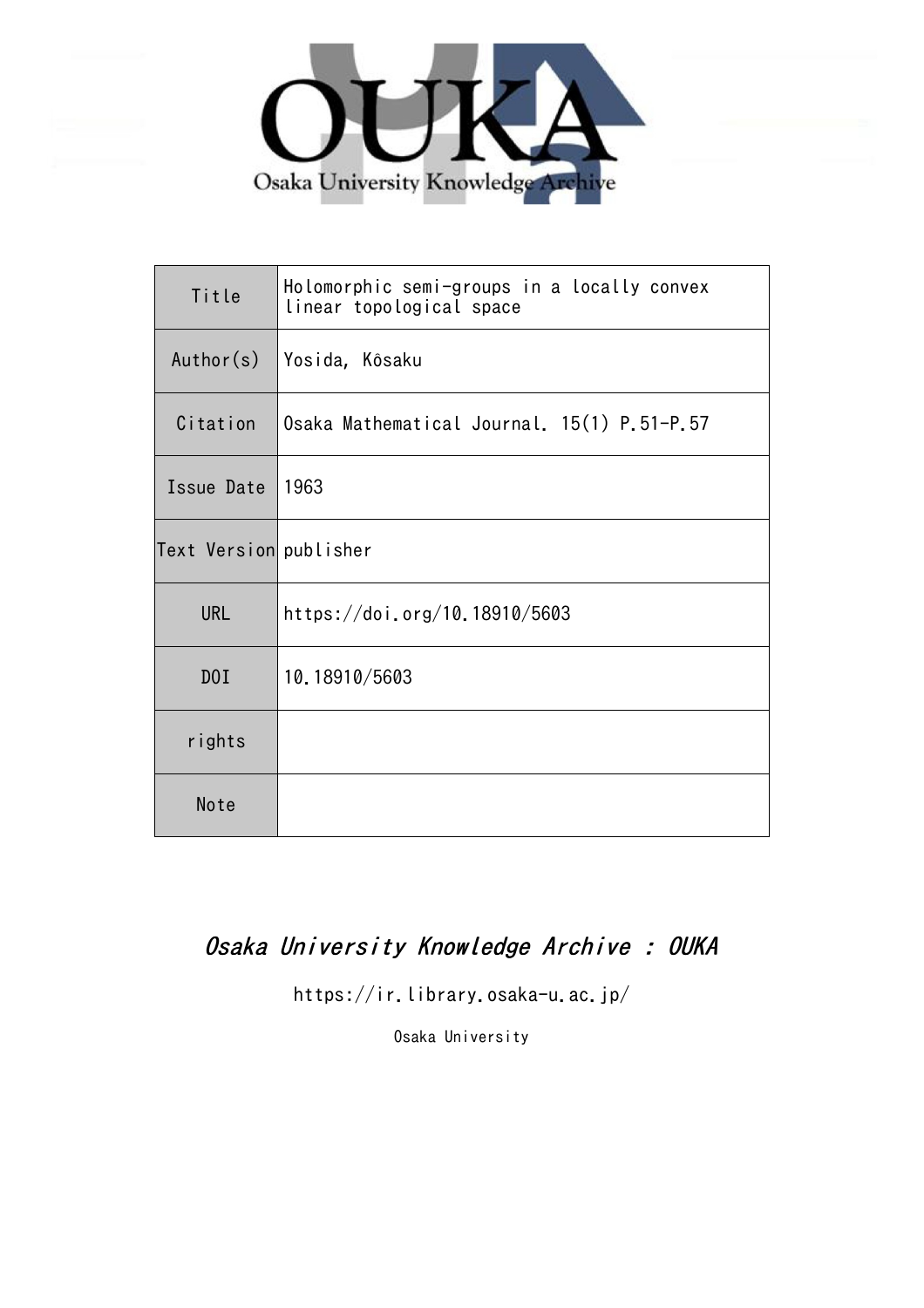Osaka University Knowledge Archive

| Title | Holomorphic semi-groups in a locally convex linear topological space |
| --- | --- |
| Author(s) | Yosida, Kôsaku |
| Citation | Osaka Mathematical Journal. 15(1) P.51-P.57 |
| Issue Date | 1963 |
| Text Version | publisher |
| URL | https://doi.org/10.18910/5603 |
| DOI | 10.18910/5603 |
| rights | |
| Note | |

*Osaka University Knowledge Archive : OUKA*

https://ir.library.osaka-u.ac.jp/

Osaka University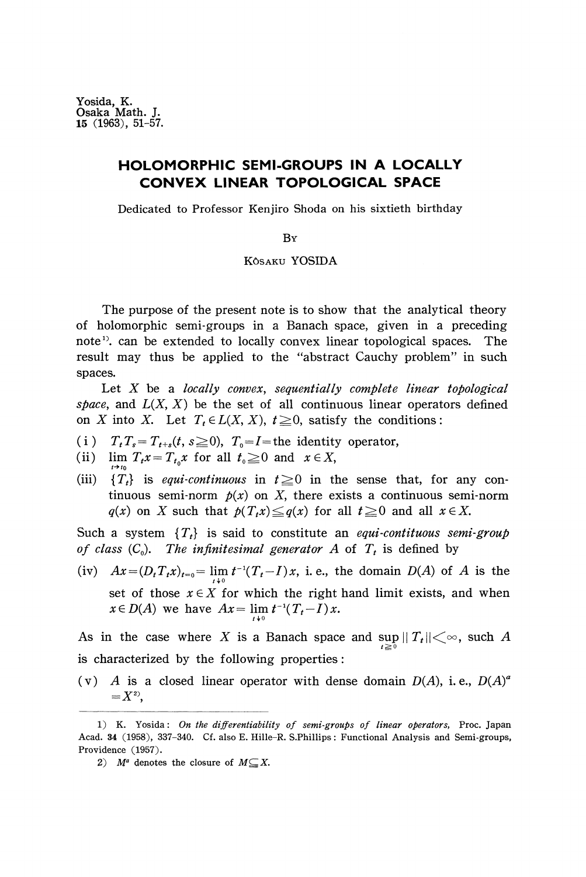Yosida, K.
Osaka Math. J.
15 (1963), 51-57.

# HOLOMORPHIC SEMI-GROUPS IN A LOCALLY CONVEX LINEAR TOPOLOGICAL SPACE

Dedicated to Professor Kenjiro Shoda on his sixtieth birthday

By

Kôsaku YOSIDA

The purpose of the present note is to show that the analytical theory of holomorphic semi-groups in a Banach space, given in a preceding note[1]. can be extended to locally convex linear topological spaces. The result may thus be applied to the "abstract Cauchy problem" in such spaces.

Let $X$ be a *locally convex, sequentially complete linear topological space*, and $L(X, X)$ be the set of all continuous linear operators defined on $X$ into $X$. Let $T_t \in L(X, X)$, $t \geqq 0$, satisfy the conditions:

(i) $T_t T_s = T_{t+s}(t, s \geqq 0)$, $T_0 = I =$ the identity operator,

(ii) $\lim_{t \to t_0} T_t x = T_{t_0} x$ for all $t_0 \geqq 0$ and $x \in X$,

(iii) $\{T_t\}$ is *equi-continuous* in $t \geqq 0$ in the sense that, for any continuous semi-norm $p(x)$ on $X$, there exists a continuous semi-norm $q(x)$ on $X$ such that $p(T_t x) \leqq q(x)$ for all $t \geqq 0$ and all $x \in X$.

Such a system $\{T_t\}$ is said to constitute an *equi-contituous semi-group of class* $(C_0)$. *The infinitesimal generator* $A$ of $T_t$ is defined by

(iv) $Ax = (D_t T_t x)_{t=0} = \lim_{t \downarrow 0} t^{-1}(T_t - I)x$, i.e., the domain $D(A)$ of $A$ is the set of those $x \in X$ for which the right hand limit exists, and when $x \in D(A)$ we have $Ax = \lim_{t \downarrow 0} t^{-1}(T_t - I)x$.

As in the case where $X$ is a Banach space and $\sup_{t \geqq 0} \| T_t \| < \infty$, such $A$ is characterized by the following properties:

(v) $A$ is a closed linear operator with dense domain $D(A)$, i.e., $D(A)^a = X$[2],

---

1) K. Yosida: *On the differentiability of semi-groups of linear operators*, Proc. Japan Acad. **34** (1958), 337-340. Cf. also E. Hille-R. S.Phillips: Functional Analysis and Semi-groups, Providence (1957).

2) $M^a$ denotes the closure of $M \subseteq X$.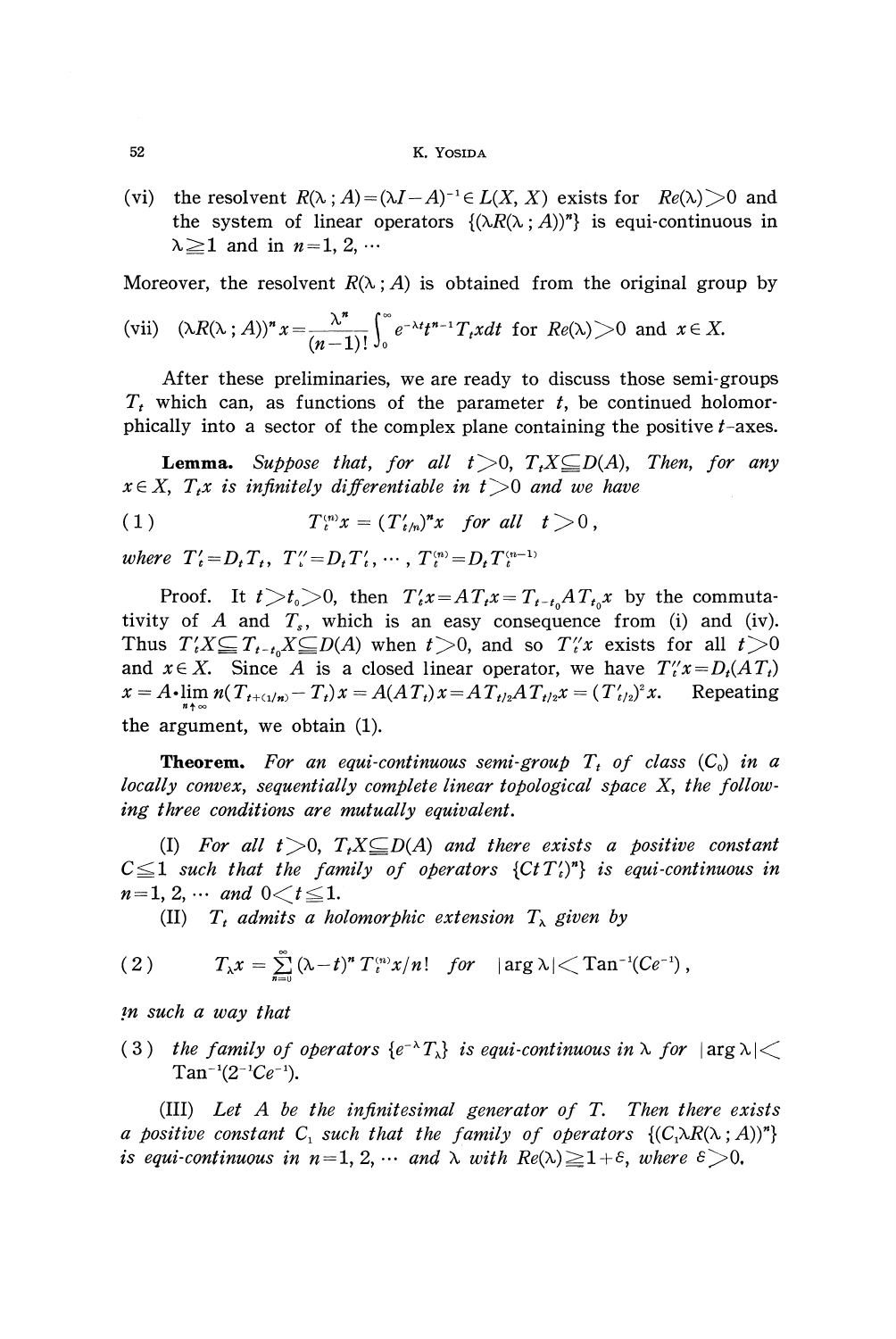(vi) the resolvent $R(\lambda; A) = (\lambda I - A)^{-1} \in L(X, X)$ exists for $Re(\lambda) > 0$ and the system of linear operators $\{(\lambda R(\lambda; A))^n\}$ is equi-continuous in $\lambda \geqq 1$ and in $n = 1, 2, \cdots$

Moreover, the resolvent $R(\lambda; A)$ is obtained from the original group by

(vii) $(\lambda R(\lambda; A))^n x = \dfrac{\lambda^n}{(n-1)!} \displaystyle\int_0^\infty e^{-\lambda t} t^{n-1} T_t x dt$ for $Re(\lambda) > 0$ and $x \in X$.

After these preliminaries, we are ready to discuss those semi-groups $T_t$ which can, as functions of the parameter $t$, be continued holomorphically into a sector of the complex plane containing the positive $t$-axes.

**Lemma.** *Suppose that, for all $t > 0$, $T_t X \subseteq D(A)$, Then, for any $x \in X$, $T_t x$ is infinitely differentiable in $t > 0$ and we have*

$$(1) \qquad T_t^{(n)} x = (T'_{t/n})^n x \quad \text{for all} \quad t > 0,$$

*where $T'_t = D_t T_t$, $T''_t = D_t T'_t$, $\cdots$, $T_t^{(n)} = D_t T_t^{(n-1)}$*

Proof. It $t > t_0 > 0$, then $T'_t x = A T_t x = T_{t-t_0} A T_{t_0} x$ by the commutativity of $A$ and $T_s$, which is an easy consequence from (i) and (iv). Thus $T'_t X \subseteq T_{t-t_0} X \subseteq D(A)$ when $t > 0$, and so $T''_t x$ exists for all $t > 0$ and $x \in X$. Since $A$ is a closed linear operator, we have $T''_t x = D_t(A T_t) x = A \cdot \lim_{n \uparrow \infty} n(T_{t+(1/n)} - T_t) x = A(A T_t) x = A T_{t/2} A T_{t/2} x = (T'_{t/2})^2 x$. Repeating the argument, we obtain (1).

**Theorem.** *For an equi-continuous semi-group $T_t$ of class $(C_0)$ in a locally convex, sequentially complete linear topological space $X$, the following three conditions are mutually equivalent.*

(I) *For all $t > 0$, $T_t X \subseteq D(A)$ and there exists a positive constant $C \leqq 1$ such that the family of operators $\{C t T'_t)^n\}$ is equi-continuous in $n = 1, 2, \cdots$ and $0 < t \leqq 1$.*

(II) *$T_t$ admits a holomorphic extension $T_\lambda$ given by*

$$(2) \qquad T_\lambda x = \sum_{n=0}^{\infty} (\lambda - t)^n T_t^{(n)} x / n! \quad \text{for} \quad |\arg \lambda| < \mathrm{Tan}^{-1}(C e^{-1}),$$

*in such a way that*

(3) *the family of operators $\{e^{-\lambda} T_\lambda\}$ is equi-continuous in $\lambda$ for $|\arg \lambda| < \mathrm{Tan}^{-1}(2^{-1} C e^{-1})$.*

(III) *Let $A$ be the infinitesimal generator of $T$. Then there exists a positive constant $C_1$ such that the family of operators $\{(C_1 \lambda R(\lambda; A))^n\}$ is equi-continuous in $n = 1, 2, \cdots$ and $\lambda$ with $Re(\lambda) \geqq 1 + \varepsilon$, where $\varepsilon > 0$.*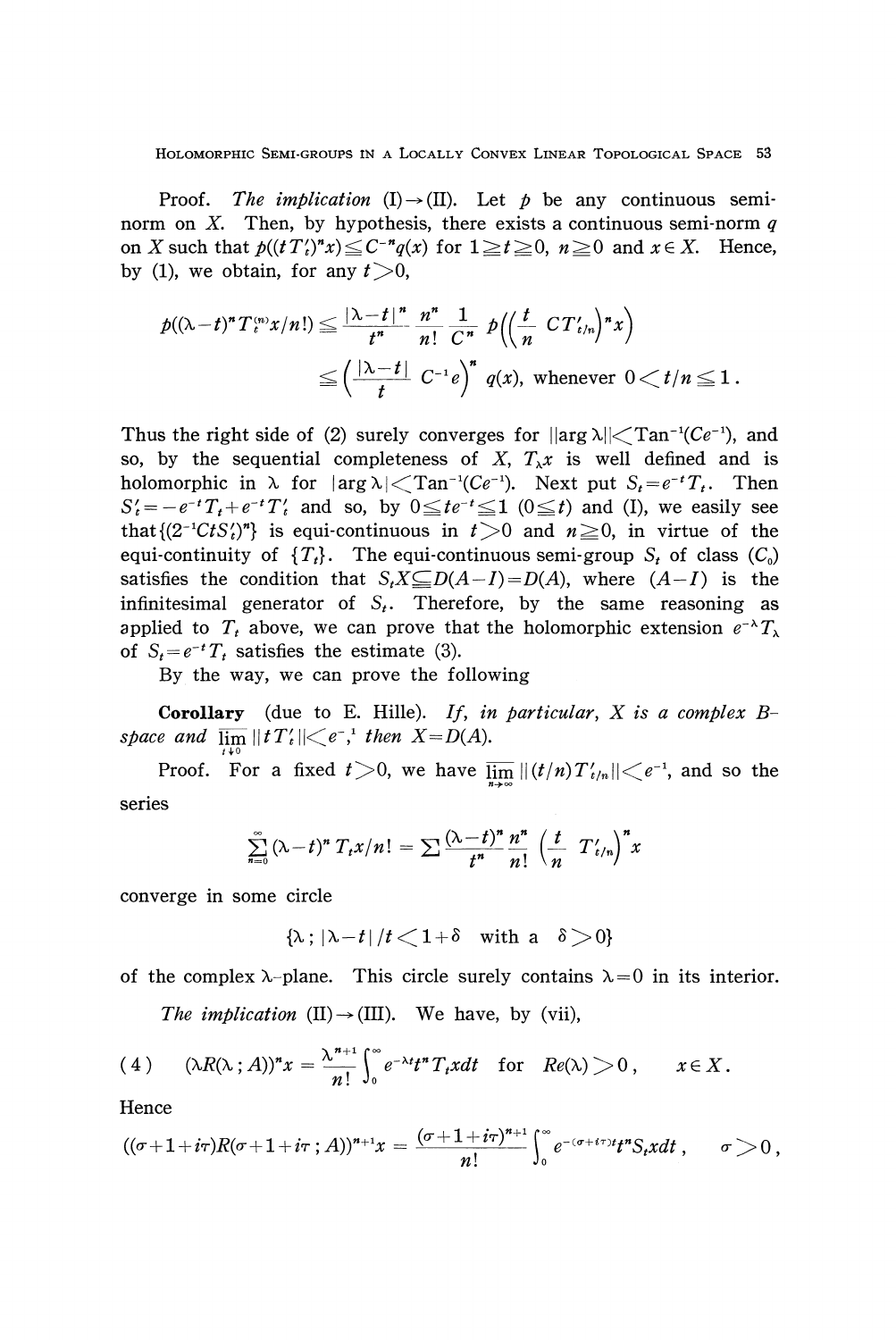Proof. *The implication* (I)→(II). Let $p$ be any continuous semi-norm on $X$. Then, by hypothesis, there exists a continuous semi-norm $q$ on $X$ such that $p((tT'_t)^n x) \leqq C^{-n} q(x)$ for $1 \geqq t \geqq 0$, $n \geqq 0$ and $x \in X$. Hence, by (1), we obtain, for any $t > 0$,

$$p((\lambda - t)^n T_t^{(n)} x/n!) \leqq \frac{|\lambda - t|^n}{t^n} \frac{n^n}{n!} \frac{1}{C^n} \, p\Big(\Big(\frac{t}{n} \, CT'_{t/n}\Big)^n x\Big)$$

$$\leqq \Big(\frac{|\lambda - t|}{t} \, C^{-1} e\Big)^n q(x), \text{ whenever } 0 < t/n \leqq 1 \, .$$

Thus the right side of (2) surely converges for $|\arg \lambda| < \mathrm{Tan}^{-1}(Ce^{-1})$, and so, by the sequential completeness of $X$, $T_\lambda x$ is well defined and is holomorphic in $\lambda$ for $|\arg \lambda| < \mathrm{Tan}^{-1}(Ce^{-1})$. Next put $S_t = e^{-t} T_t$. Then $S'_t = -e^{-t} T_t + e^{-t} T'_t$ and so, by $0 \leqq te^{-t} \leqq 1$ $(0 \leqq t)$ and (I), we easily see that $\{(2^{-1} CtS'_t)^n\}$ is equi-continuous in $t > 0$ and $n \geqq 0$, in virtue of the equi-continuity of $\{T_t\}$. The equi-continuous semi-group $S_t$ of class $(C_0)$ satisfies the condition that $S_t X \subseteq D(A - I) = D(A)$, where $(A - I)$ is the infinitesimal generator of $S_t$. Therefore, by the same reasoning as applied to $T_t$ above, we can prove that the holomorphic extension $e^{-\lambda} T_\lambda$ of $S_t = e^{-t} T_t$ satisfies the estimate (3).

By the way, we can prove the following

**Corollary** (due to E. Hille). *If, in particular, $X$ is a complex B-space and* $\overline{\lim}_{t \downarrow 0} \| tT'_t \| < e^{-1}$, *then* $X = D(A)$.

Proof. For a fixed $t > 0$, we have $\overline{\lim}_{n \to \infty} \| (t/n) T'_{t/n} \| < e^{-1}$, and so the series

$$\sum_{n=0}^{\infty} (\lambda - t)^n \, T_t x/n! = \sum \frac{(\lambda - t)^n}{t^n} \frac{n^n}{n!} \Big(\frac{t}{n} \, T'_{t/n}\Big)^n x$$

converge in some circle

$$\{\lambda \, ; \, |\lambda - t| / t < 1 + \delta \quad \text{with a} \quad \delta > 0\}$$

of the complex $\lambda$-plane. This circle surely contains $\lambda = 0$ in its interior.

*The implication* (II)→(III). We have, by (vii),

$$(4) \qquad (\lambda R(\lambda \, ; A))^n x = \frac{\lambda^{n+1}}{n!} \int_0^\infty e^{-\lambda t} t^n T_t x dt \quad \text{for} \quad Re(\lambda) > 0 \, , \qquad x \in X \, .$$

Hence

$$((\sigma + 1 + i\tau) R(\sigma + 1 + i\tau \, ; A))^{n+1} x = \frac{(\sigma + 1 + i\tau)^{n+1}}{n!} \int_0^\infty e^{-(\sigma + i\tau)t} t^n S_t x dt \, , \qquad \sigma > 0 \, ,$$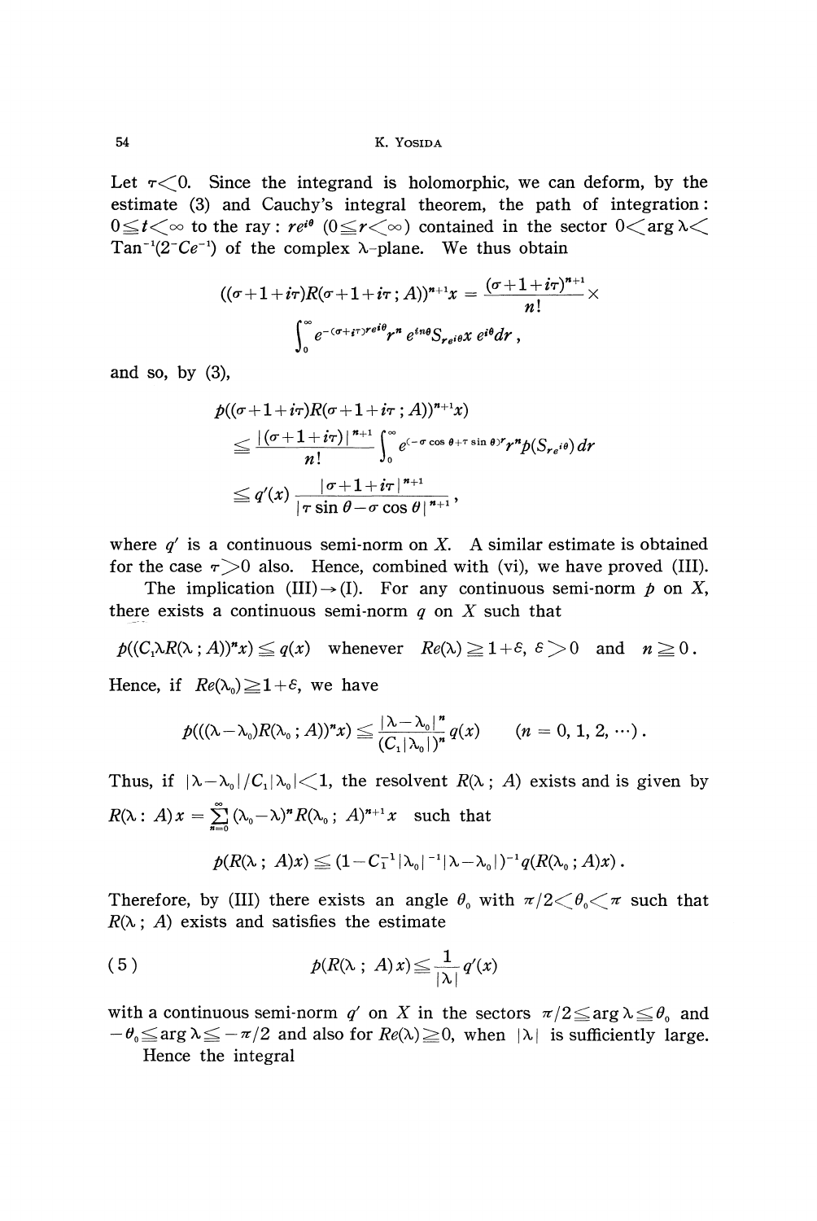Let $\tau<0$. Since the integrand is holomorphic, we can deform, by the estimate (3) and Cauchy's integral theorem, the path of integration: $0\leqq t<\infty$ to the ray: $re^{i\theta}$ $(0\leqq r<\infty)$ contained in the sector $0<\arg\lambda<\mathrm{Tan}^{-1}(2^{-}Ce^{-1})$ of the complex $\lambda$-plane. We thus obtain

$$((\sigma+1+i\tau)R(\sigma+1+i\tau\,;A))^{n+1}x=\frac{(\sigma+1+i\tau)^{n+1}}{n!}\times$$
$$\int_0^\infty e^{-(\sigma+i\tau)re^{i\theta}}r^n\,e^{in\theta}S_{re^{i\theta}}x\,e^{i\theta}dr\,,$$

and so, by (3),

$$p(((\sigma+1+i\tau)R(\sigma+1+i\tau\,;A))^{n+1}x)$$
$$\leqq\frac{|(\sigma+1+i\tau)|^{n+1}}{n!}\int_0^\infty e^{(-\sigma\cos\theta+\tau\sin\theta)r}r^n p(S_{re^{i\theta}})\,dr$$
$$\leqq q'(x)\,\frac{|\sigma+1+i\tau|^{n+1}}{|\tau\sin\theta-\sigma\cos\theta|^{n+1}}\,,$$

where $q'$ is a continuous semi-norm on $X$. A similar estimate is obtained for the case $\tau>0$ also. Hence, combined with (vi), we have proved (III).

The implication (III)$\rightarrow$(I). For any continuous semi-norm $p$ on $X$, there exists a continuous semi-norm $q$ on $X$ such that

$$p((C_1\lambda R(\lambda\,;A))^n x)\leqq q(x)\quad\text{whenever}\quad Re(\lambda)\geqq 1+\varepsilon,\ \varepsilon>0\quad\text{and}\quad n\geqq 0\,.$$

Hence, if $Re(\lambda_0)\geqq 1+\varepsilon$, we have

$$p(((\lambda-\lambda_0)R(\lambda_0\,;A))^n x)\leqq\frac{|\lambda-\lambda_0|^n}{(C_1|\lambda_0|)^n}q(x)\qquad(n=0,1,2,\cdots)\,.$$

Thus, if $|\lambda-\lambda_0|/C_1|\lambda_0|<1$, the resolvent $R(\lambda\,;A)$ exists and is given by $R(\lambda : A)x=\sum_{n=0}^{\infty}(\lambda_0-\lambda)^n R(\lambda_0\,;A)^{n+1}x$ such that

$$p(R(\lambda\,;A)x)\leqq(1-C_1^{-1}|\lambda_0|^{-1}|\lambda-\lambda_0|)^{-1}q(R(\lambda_0\,;A)x)\,.$$

Therefore, by (III) there exists an angle $\theta_0$ with $\pi/2<\theta_0<\pi$ such that $R(\lambda\,;A)$ exists and satisfies the estimate

$$p(R(\lambda\,;A)x)\leqq\frac{1}{|\lambda|}q'(x)\tag{5}$$

with a continuous semi-norm $q'$ on $X$ in the sectors $\pi/2\leqq\arg\lambda\leqq\theta_0$ and $-\theta_0\leqq\arg\lambda\leqq-\pi/2$ and also for $Re(\lambda)\geqq 0$, when $|\lambda|$ is sufficiently large.

Hence the integral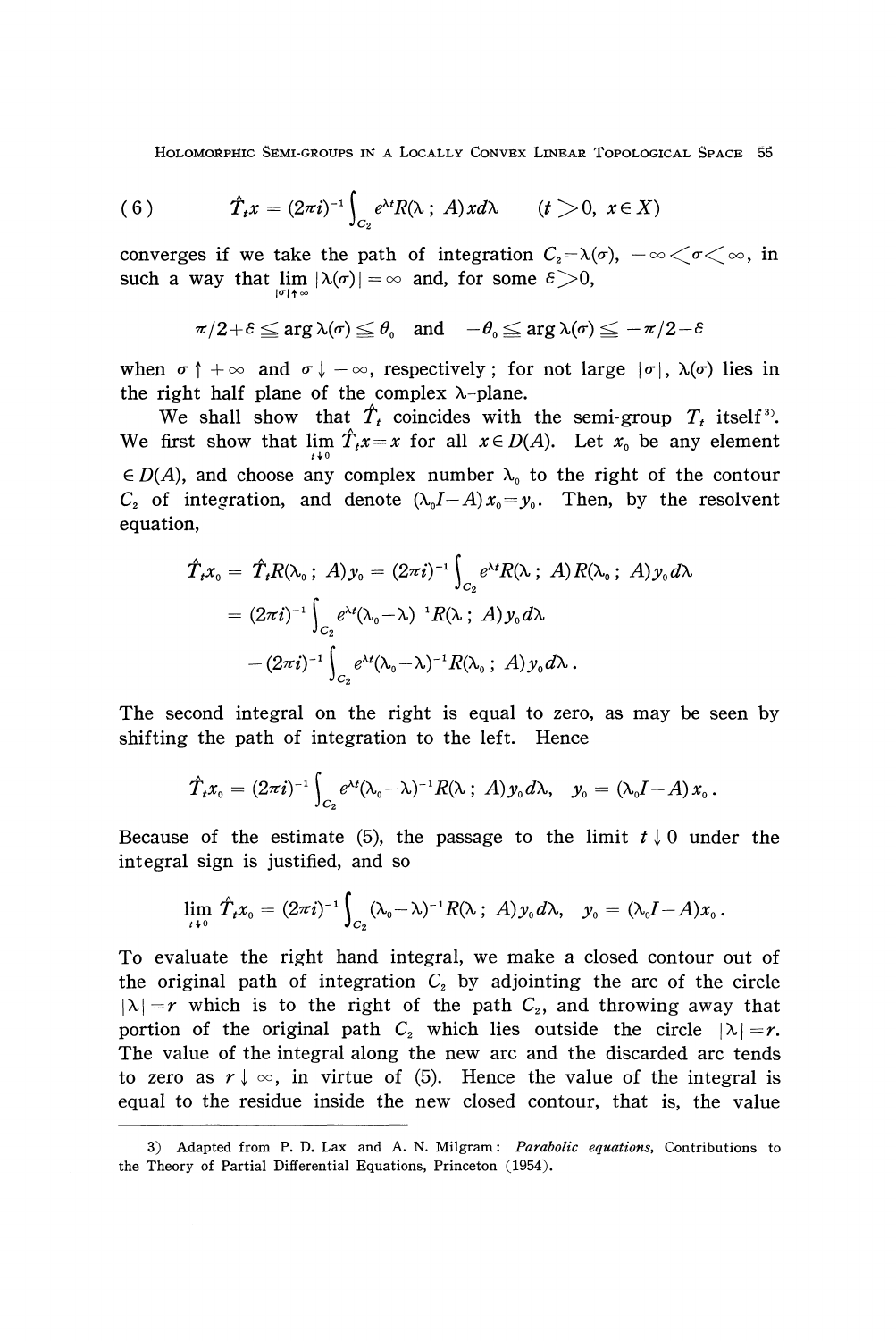$$(6) \qquad \hat{T}_t x = (2\pi i)^{-1} \int_{C_2} e^{\lambda t} R(\lambda\,;\, A) x d\lambda \qquad (t > 0,\ x \in X)$$

converges if we take the path of integration $C_2 = \lambda(\sigma)$, $-\infty < \sigma < \infty$, in such a way that $\lim_{|\sigma| \uparrow \infty} |\lambda(\sigma)| = \infty$ and, for some $\varepsilon > 0$,

$$\pi/2 + \varepsilon \leq \arg \lambda(\sigma) \leq \theta_0 \quad \text{and} \quad -\theta_0 \leq \arg \lambda(\sigma) \leq -\pi/2 - \varepsilon$$

when $\sigma \uparrow +\infty$ and $\sigma \downarrow -\infty$, respectively; for not large $|\sigma|$, $\lambda(\sigma)$ lies in the right half plane of the complex $\lambda$-plane.

We shall show that $\hat{T}_t$ coincides with the semi-group $T_t$ itself[3]. We first show that $\lim_{t \downarrow 0} \hat{T}_t x = x$ for all $x \in D(A)$. Let $x_0$ be any element $\in D(A)$, and choose any complex number $\lambda_0$ to the right of the contour $C_2$ of integration, and denote $(\lambda_0 I - A) x_0 = y_0$. Then, by the resolvent equation,

$$\begin{aligned}
\hat{T}_t x_0 = \hat{T}_t R(\lambda_0\,;\, A) y_0 &= (2\pi i)^{-1} \int_{C_2} e^{\lambda t} R(\lambda\,;\, A) R(\lambda_0\,;\, A) y_0 d\lambda \\
&= (2\pi i)^{-1} \int_{C_2} e^{\lambda t} (\lambda_0 - \lambda)^{-1} R(\lambda\,;\, A) y_0 d\lambda \\
&\quad - (2\pi i)^{-1} \int_{C_2} e^{\lambda t} (\lambda_0 - \lambda)^{-1} R(\lambda_0\,;\, A) y_0 d\lambda\,.
\end{aligned}$$

The second integral on the right is equal to zero, as may be seen by shifting the path of integration to the left. Hence

$$\hat{T}_t x_0 = (2\pi i)^{-1} \int_{C_2} e^{\lambda t} (\lambda_0 - \lambda)^{-1} R(\lambda\,;\, A) y_0 d\lambda, \quad y_0 = (\lambda_0 I - A) x_0\,.$$

Because of the estimate (5), the passage to the limit $t \downarrow 0$ under the integral sign is justified, and so

$$\lim_{t \downarrow 0} \hat{T}_t x_0 = (2\pi i)^{-1} \int_{C_2} (\lambda_0 - \lambda)^{-1} R(\lambda\,;\, A) y_0 d\lambda, \quad y_0 = (\lambda_0 I - A) x_0\,.$$

To evaluate the right hand integral, we make a closed contour out of the original path of integration $C_2$ by adjointing the arc of the circle $|\lambda| = r$ which is to the right of the path $C_2$, and throwing away that portion of the original path $C_2$ which lies outside the circle $|\lambda| = r$. The value of the integral along the new arc and the discarded arc tends to zero as $r \downarrow \infty$, in virtue of (5). Hence the value of the integral is equal to the residue inside the new closed contour, that is, the value

---

3) Adapted from P. D. Lax and A. N. Milgram: *Parabolic equations*, Contributions to the Theory of Partial Differential Equations, Princeton (1954).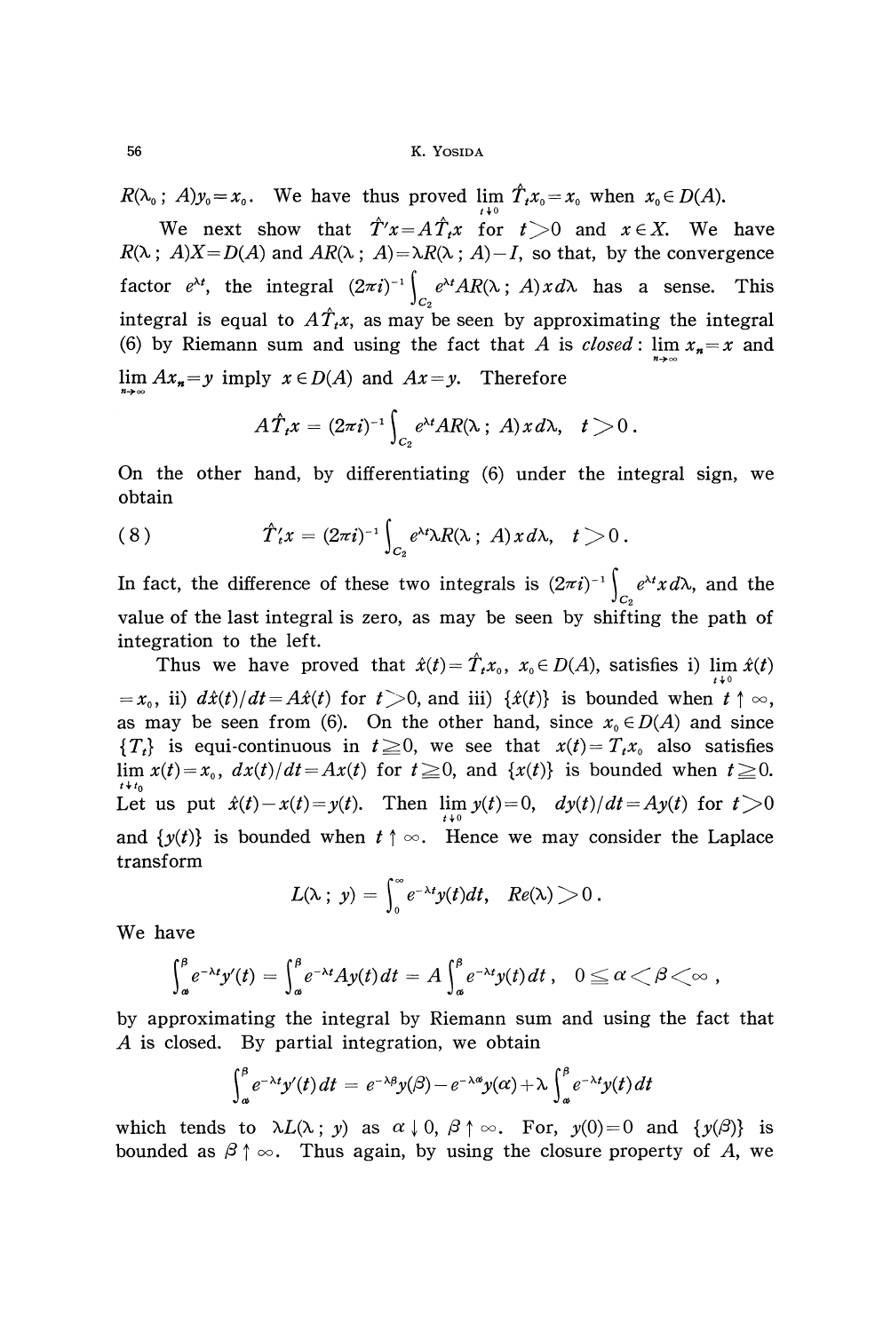$R(\lambda_0\,;\,A)y_0 = x_0$. We have thus proved $\lim_{t\downarrow 0}\hat{T}_t x_0 = x_0$ when $x_0 \in D(A)$.

We next show that $\hat{T}'x = A\hat{T}_t x$ for $t>0$ and $x\in X$. We have $R(\lambda\,;\,A)X = D(A)$ and $AR(\lambda\,;\,A) = \lambda R(\lambda\,;\,A) - I$, so that, by the convergence factor $e^{\lambda t}$, the integral $(2\pi i)^{-1}\int_{C_2} e^{\lambda t} AR(\lambda\,;\,A)x\,d\lambda$ has a sense. This integral is equal to $A\hat{T}_t x$, as may be seen by approximating the integral (6) by Riemann sum and using the fact that $A$ is *closed*: $\lim_{n\to\infty} x_n = x$ and $\lim_{n\to\infty} Ax_n = y$ imply $x\in D(A)$ and $Ax = y$. Therefore

$$A\hat{T}_t x = (2\pi i)^{-1}\int_{C_2} e^{\lambda t} AR(\lambda\,;\,A)x\,d\lambda, \quad t>0\,.$$

On the other hand, by differentiating (6) under the integral sign, we obtain

$$\hat{T}'_t x = (2\pi i)^{-1}\int_{C_2} e^{\lambda t}\lambda R(\lambda\,;\,A)x\,d\lambda, \quad t>0\,. \tag{8}$$

In fact, the difference of these two integrals is $(2\pi i)^{-1}\int_{C_2} e^{\lambda t} x\,d\lambda$, and the value of the last integral is zero, as may be seen by shifting the path of integration to the left.

Thus we have proved that $\hat{x}(t) = \hat{T}_t x_0$, $x_0\in D(A)$, satisfies i) $\lim_{t\downarrow 0}\hat{x}(t) = x_0$, ii) $d\hat{x}(t)/dt = A\hat{x}(t)$ for $t>0$, and iii) $\{\hat{x}(t)\}$ is bounded when $t\uparrow\infty$, as may be seen from (6). On the other hand, since $x_0\in D(A)$ and since $\{T_t\}$ is equi-continuous in $t\geqq 0$, we see that $x(t) = T_t x_0$ also satisfies $\lim_{t\downarrow t_0} x(t) = x_0$, $dx(t)/dt = Ax(t)$ for $t\geqq 0$, and $\{x(t)\}$ is bounded when $t\geqq 0$. Let us put $\hat{x}(t) - x(t) = y(t)$. Then $\lim_{t\downarrow 0} y(t) = 0$, $dy(t)/dt = Ay(t)$ for $t>0$ and $\{y(t)\}$ is bounded when $t\uparrow\infty$. Hence we may consider the Laplace transform

$$L(\lambda\,;\,y) = \int_0^\infty e^{-\lambda t} y(t)dt, \quad Re(\lambda)>0\,.$$

We have

$$\int_\alpha^\beta e^{-\lambda t} y'(t) = \int_\alpha^\beta e^{-\lambda t} Ay(t)\,dt = A\int_\alpha^\beta e^{-\lambda t} y(t)\,dt\,, \quad 0\leqq\alpha<\beta<\infty\,,$$

by approximating the integral by Riemann sum and using the fact that $A$ is closed. By partial integration, we obtain

$$\int_\alpha^\beta e^{-\lambda t} y'(t)\,dt = e^{-\lambda\beta} y(\beta) - e^{-\lambda\alpha} y(\alpha) + \lambda\int_\alpha^\beta e^{-\lambda t} y(t)\,dt$$

which tends to $\lambda L(\lambda\,;\,y)$ as $\alpha\downarrow 0$, $\beta\uparrow\infty$. For, $y(0) = 0$ and $\{y(\beta)\}$ is bounded as $\beta\uparrow\infty$. Thus again, by using the closure property of $A$, we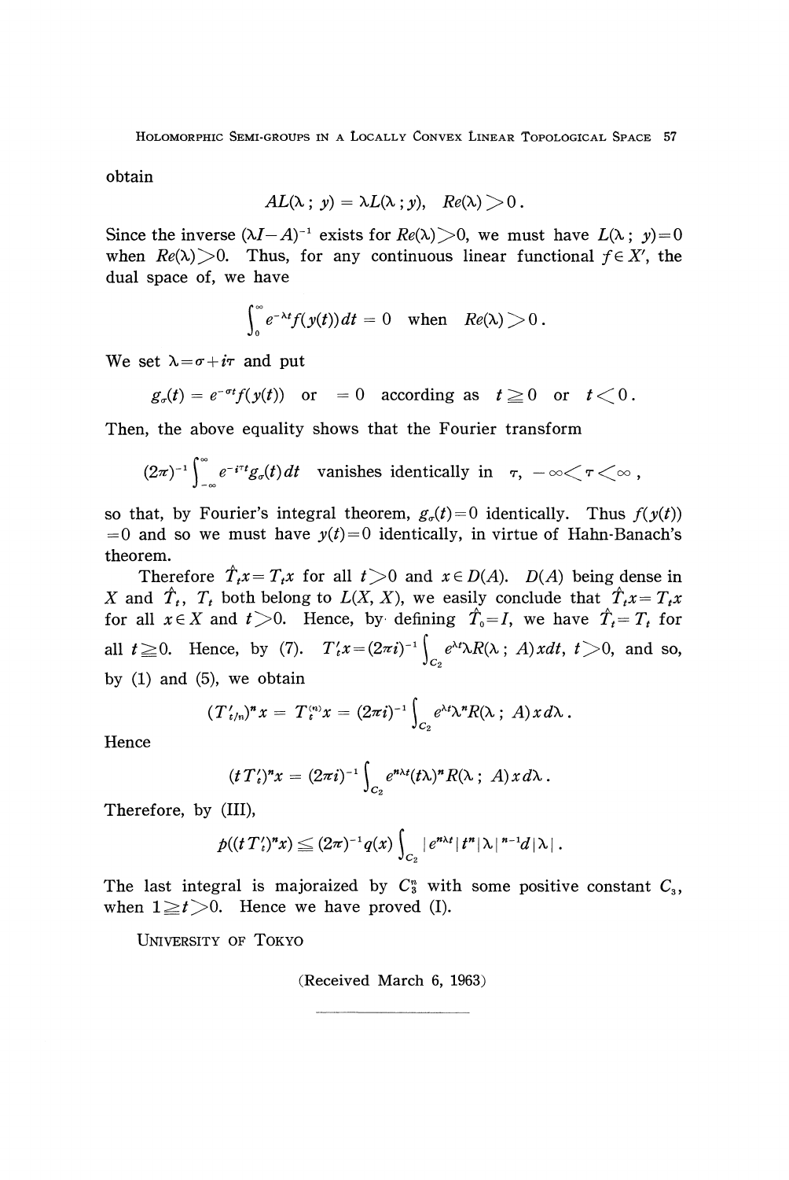obtain

$$AL(\lambda\,;\,y) = \lambda L(\lambda\,;y), \quad Re(\lambda) > 0\,.$$

Since the inverse $(\lambda I - A)^{-1}$ exists for $Re(\lambda) > 0$, we must have $L(\lambda\,;\,y) = 0$ when $Re(\lambda) > 0$. Thus, for any continuous linear functional $f \in X'$, the dual space of, we have

$$\int_0^\infty e^{-\lambda t} f(y(t))\,dt = 0 \quad \text{when} \quad Re(\lambda) > 0\,.$$

We set $\lambda = \sigma + i\tau$ and put

$$g_\sigma(t) = e^{-\sigma t} f(y(t)) \quad \text{or} \quad = 0 \quad \text{according as} \quad t \geqq 0 \quad \text{or} \quad t < 0\,.$$

Then, the above equality shows that the Fourier transform

$$(2\pi)^{-1} \int_{-\infty}^{\infty} e^{-i\tau t} g_\sigma(t)\,dt \quad \text{vanishes identically in} \quad \tau, \; -\infty < \tau < \infty\,,$$

so that, by Fourier's integral theorem, $g_\sigma(t) = 0$ identically. Thus $f(y(t)) = 0$ and so we must have $y(t) = 0$ identically, in virtue of Hahn-Banach's theorem.

Therefore $\hat{T}_t x = T_t x$ for all $t > 0$ and $x \in D(A)$. $D(A)$ being dense in $X$ and $\hat{T}_t$, $T_t$ both belong to $L(X, X)$, we easily conclude that $\hat{T}_t x = T_t x$ for all $x \in X$ and $t > 0$. Hence, by defining $\hat{T}_0 = I$, we have $\hat{T}_t = T_t$ for all $t \geqq 0$. Hence, by (7). $T'_t x = (2\pi i)^{-1} \int_{C_2} e^{\lambda t} \lambda R(\lambda\,;\,A) x dt$, $t > 0$, and so, by (1) and (5), we obtain

$$(T'_{t/n})^n x = T_t^{(n)} x = (2\pi i)^{-1} \int_{C_2} e^{\lambda t} \lambda^n R(\lambda\,;\,A) x\,d\lambda\,.$$

Hence

$$(t T'_t)^n x = (2\pi i)^{-1} \int_{C_2} e^{n\lambda t} (t\lambda)^n R(\lambda\,;\,A) x\,d\lambda\,.$$

Therefore, by (III),

$$p((t T'_t)^n x) \leqq (2\pi)^{-1} q(x) \int_{C_2} |e^{n\lambda t}|\, t^n |\lambda|^{n-1} d|\lambda|\,.$$

The last integral is majoraized by $C_3^n$ with some positive constant $C_3$, when $1 \geqq t > 0$. Hence we have proved (I).

UNIVERSITY OF TOKYO

(Received March 6, 1963)